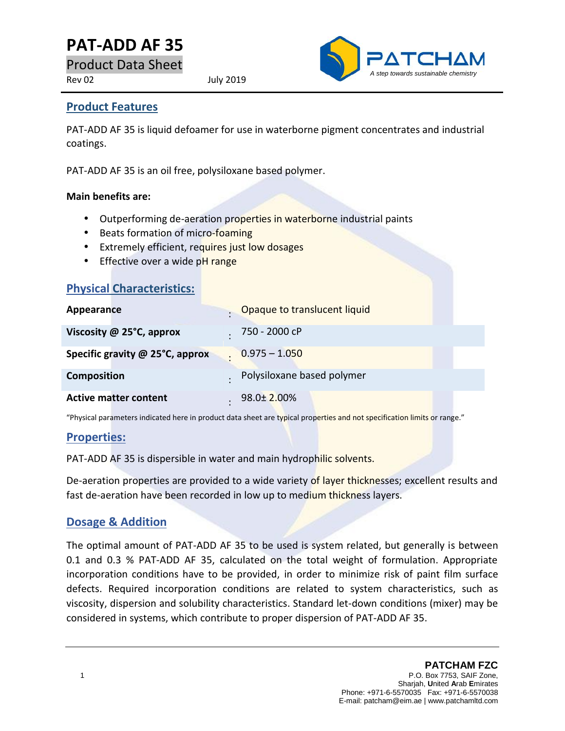# PAT-ADD AF 35

Product Data Sheet

Rev 02 July 2019

PATCHAM

*A step towards sustainable chemistry*

## Product Features

PAT-ADD AF 35 is liquid defoamer for use in waterborne pigment concentrates and industrial coatings.

PAT-ADD AF 35 is an oil free, polysiloxane based polymer.

**Main benefits are:**

- Outperforming de-aeration properties in waterborne industrial paints
- Beats formation of micro-foaming
- Extremely efficient, requires just low dosages
- Effective over a wide pH range

## Physical Characteristics:

| | | |
|---|---|---|
| **Appearance** | : | Opaque to translucent liquid |
| **Viscosity @ 25°C, approx** | : | 750 - 2000 cP |
| **Specific gravity @ 25°C, approx** | : | 0.975 – 1.050 |
| **Composition** | : | Polysiloxane based polymer |
| **Active matter content** | : | 98.0± 2.00% |

"Physical parameters indicated here in product data sheet are typical properties and not specification limits or range."

## Properties:

PAT-ADD AF 35 is dispersible in water and main hydrophilic solvents.

De-aeration properties are provided to a wide variety of layer thicknesses; excellent results and fast de-aeration have been recorded in low up to medium thickness layers.

## Dosage & Addition

The optimal amount of PAT-ADD AF 35 to be used is system related, but generally is between 0.1 and 0.3 % PAT-ADD AF 35, calculated on the total weight of formulation. Appropriate incorporation conditions have to be provided, in order to minimize risk of paint film surface defects. Required incorporation conditions are related to system characteristics, such as viscosity, dispersion and solubility characteristics. Standard let-down conditions (mixer) may be considered in systems, which contribute to proper dispersion of PAT-ADD AF 35.

**PATCHAM FZC**
P.O. Box 7753, SAIF Zone,
Sharjah, **U**nited **A**rab **E**mirates
Phone: +971-6-5570035 Fax: +971-6-5570038
E-mail: patcham@eim.ae | www.patchamltd.com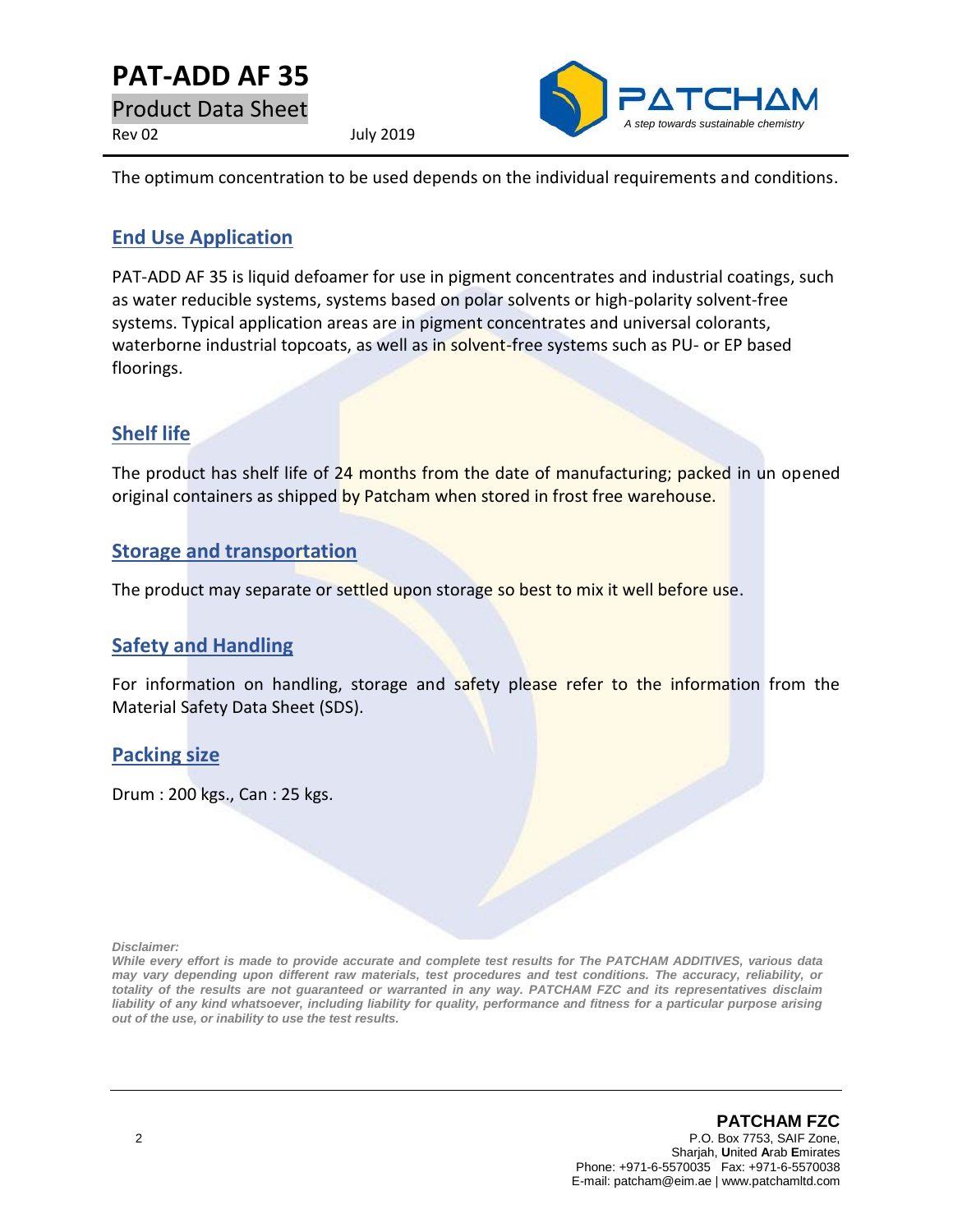The optimum concentration to be used depends on the individual requirements and conditions.

## End Use Application

PAT-ADD AF 35 is liquid defoamer for use in pigment concentrates and industrial coatings, such as water reducible systems, systems based on polar solvents or high-polarity solvent-free systems. Typical application areas are in pigment concentrates and universal colorants, waterborne industrial topcoats, as well as in solvent-free systems such as PU- or EP based floorings.

## Shelf life

The product has shelf life of 24 months from the date of manufacturing; packed in un opened original containers as shipped by Patcham when stored in frost free warehouse.

## Storage and transportation

The product may separate or settled upon storage so best to mix it well before use.

## Safety and Handling

For information on handling, storage and safety please refer to the information from the Material Safety Data Sheet (SDS).

## Packing size

Drum : 200 kgs., Can : 25 kgs.

***Disclaimer:***

***While every effort is made to provide accurate and complete test results for The PATCHAM ADDITIVES, various data may vary depending upon different raw materials, test procedures and test conditions. The accuracy, reliability, or totality of the results are not guaranteed or warranted in any way. PATCHAM FZC and its representatives disclaim liability of any kind whatsoever, including liability for quality, performance and fitness for a particular purpose arising out of the use, or inability to use the test results.***

**PATCHAM FZC**
P.O. Box 7753, SAIF Zone,
Sharjah, **U**nited **A**rab **E**mirates
Phone: +971-6-5570035 Fax: +971-6-5570038
E-mail: patcham@eim.ae | www.patchamltd.com